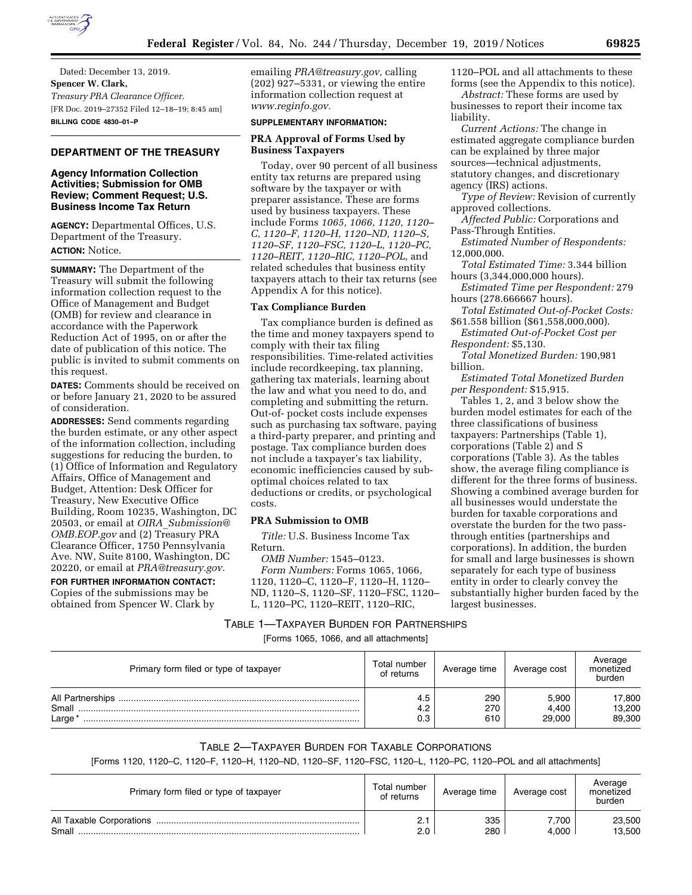Dated: December 13, 2019.

**Spencer W. Clark,**

*Treasury PRA Clearance Officer.*

[FR Doc. 2019–27352 Filed 12–18–19; 8:45 am]

**BILLING CODE 4830–01–P**

## DEPARTMENT OF THE TREASURY

### Agency Information Collection Activities; Submission for OMB Review; Comment Request; U.S. Business Income Tax Return

**AGENCY:** Departmental Offices, U.S. Department of the Treasury.

**ACTION:** Notice.

**SUMMARY:** The Department of the Treasury will submit the following information collection request to the Office of Management and Budget (OMB) for review and clearance in accordance with the Paperwork Reduction Act of 1995, on or after the date of publication of this notice. The public is invited to submit comments on this request.

**DATES:** Comments should be received on or before January 21, 2020 to be assured of consideration.

**ADDRESSES:** Send comments regarding the burden estimate, or any other aspect of the information collection, including suggestions for reducing the burden, to (1) Office of Information and Regulatory Affairs, Office of Management and Budget, Attention: Desk Officer for Treasury, New Executive Office Building, Room 10235, Washington, DC 20503, or email at *OIRA_Submission@OMB.EOP.gov* and (2) Treasury PRA Clearance Officer, 1750 Pennsylvania Ave. NW, Suite 8100, Washington, DC 20220, or email at *PRA@treasury.gov.*

**FOR FURTHER INFORMATION CONTACT:** Copies of the submissions may be obtained from Spencer W. Clark by emailing *PRA@treasury.gov,* calling (202) 927–5331, or viewing the entire information collection request at *www.reginfo.gov.*

**SUPPLEMENTARY INFORMATION:**

#### PRA Approval of Forms Used by Business Taxpayers

Today, over 90 percent of all business entity tax returns are prepared using software by the taxpayer or with preparer assistance. These are forms used by business taxpayers. These include Forms *1065, 1066, 1120, 1120–C, 1120–F, 1120–H, 1120–ND, 1120–S, 1120–SF, 1120–FSC, 1120–L, 1120–PC, 1120–REIT, 1120–RIC, 1120–POL,* and related schedules that business entity taxpayers attach to their tax returns (see Appendix A for this notice).

#### Tax Compliance Burden

Tax compliance burden is defined as the time and money taxpayers spend to comply with their tax filing responsibilities. Time-related activities include recordkeeping, tax planning, gathering tax materials, learning about the law and what you need to do, and completing and submitting the return. Out-of- pocket costs include expenses such as purchasing tax software, paying a third-party preparer, and printing and postage. Tax compliance burden does not include a taxpayer's tax liability, economic inefficiencies caused by sub-optimal choices related to tax deductions or credits, or psychological costs.

#### PRA Submission to OMB

*Title:* U.S. Business Income Tax Return.

*OMB Number:* 1545–0123.

*Form Numbers:* Forms 1065, 1066, 1120, 1120–C, 1120–F, 1120–H, 1120–ND, 1120–S, 1120–SF, 1120–FSC, 1120–L, 1120–PC, 1120–REIT, 1120–RIC, 1120–POL and all attachments to these forms (see the Appendix to this notice).

*Abstract:* These forms are used by businesses to report their income tax liability.

*Current Actions:* The change in estimated aggregate compliance burden can be explained by three major sources—technical adjustments, statutory changes, and discretionary agency (IRS) actions.

*Type of Review:* Revision of currently approved collections.

*Affected Public:* Corporations and Pass-Through Entities.

*Estimated Number of Respondents:* 12,000,000.

*Total Estimated Time:* 3.344 billion hours (3,344,000,000 hours).

*Estimated Time per Respondent:* 279 hours (278.666667 hours).

*Total Estimated Out-of-Pocket Costs:* $61.558 billion ($61,558,000,000).

*Estimated Out-of-Pocket Cost per Respondent:* $5,130.

*Total Monetized Burden:* 190,981 billion.

*Estimated Total Monetized Burden per Respondent:* $15,915.

Tables 1, 2, and 3 below show the burden model estimates for each of the three classifications of business taxpayers: Partnerships (Table 1), corporations (Table 2) and S corporations (Table 3). As the tables show, the average filing compliance is different for the three forms of business. Showing a combined average burden for all businesses would understate the burden for taxable corporations and overstate the burden for the two pass-through entities (partnerships and corporations). In addition, the burden for small and large businesses is shown separately for each type of business entity in order to clearly convey the substantially higher burden faced by the largest businesses.

TABLE 1—TAXPAYER BURDEN FOR PARTNERSHIPS

[Forms 1065, 1066, and all attachments]

| Primary form filed or type of taxpayer | Total number of returns | Average time | Average cost | Average monetized burden |
|---|---|---|---|---|
| All Partnerships | 4.5 | 290 | 5,900 | 17,800 |
| Small | 4.2 | 270 | 4,400 | 13,200 |
| Large* | 0.3 | 610 | 29,000 | 89,300 |

TABLE 2—TAXPAYER BURDEN FOR TAXABLE CORPORATIONS

[Forms 1120, 1120–C, 1120–F, 1120–H, 1120–ND, 1120–SF, 1120–FSC, 1120–L, 1120–PC, 1120–POL and all attachments]

| Primary form filed or type of taxpayer | Total number of returns | Average time | Average cost | Average monetized burden |
|---|---|---|---|---|
| All Taxable Corporations | 2.1 | 335 | 7,700 | 23,500 |
| Small | 2.0 | 280 | 4,000 | 13,500 |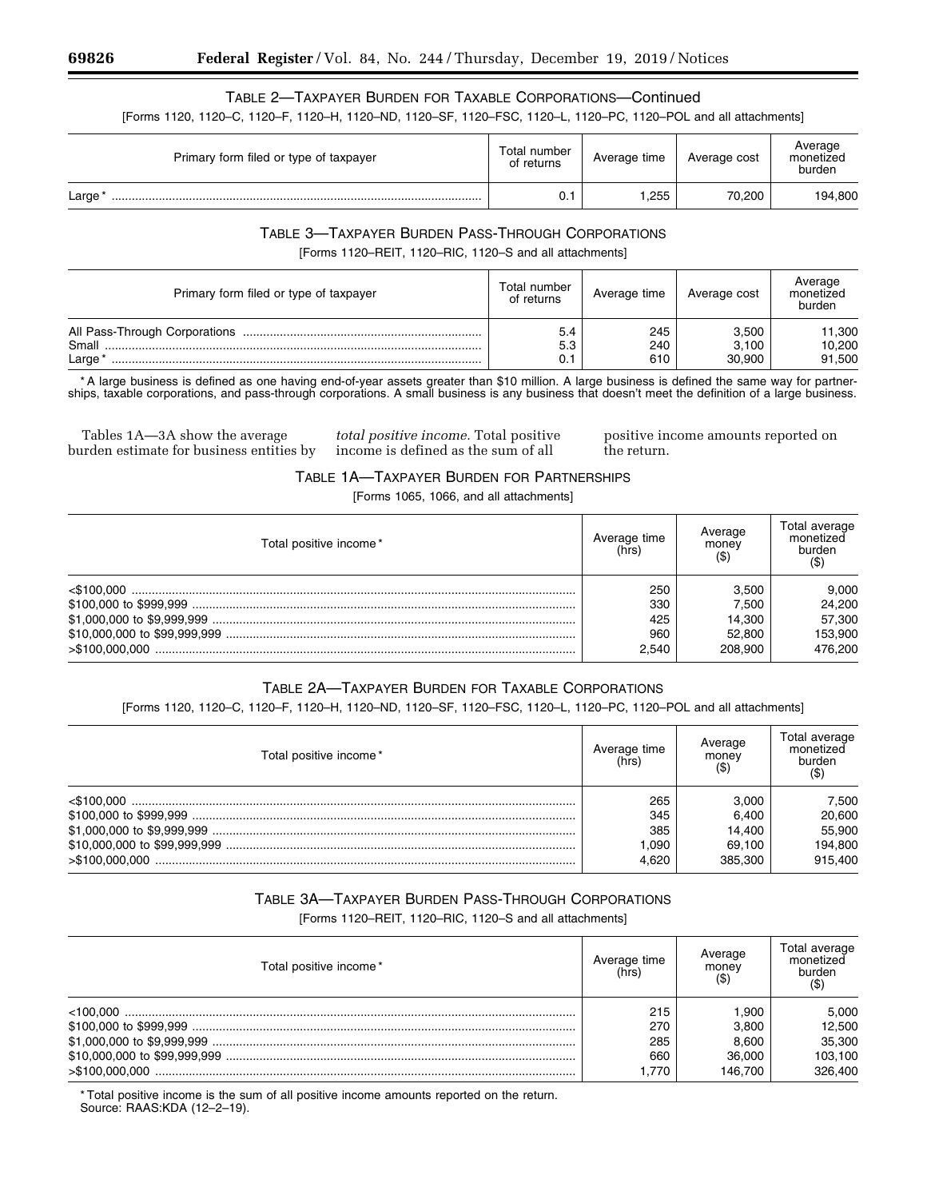### TABLE 2—TAXPAYER BURDEN FOR TAXABLE CORPORATIONS—Continued

[Forms 1120, 1120–C, 1120–F, 1120–H, 1120–ND, 1120–SF, 1120–FSC, 1120–L, 1120–PC, 1120–POL and all attachments]

| Primary form filed or type of taxpayer | Total number of returns | Average time | Average cost | Average monetized burden |
|---|---|---|---|---|
| Large * | 0.1 | 1,255 | 70,200 | 194,800 |

### TABLE 3—TAXPAYER BURDEN PASS-THROUGH CORPORATIONS

[Forms 1120–REIT, 1120–RIC, 1120–S and all attachments]

| Primary form filed or type of taxpayer | Total number of returns | Average time | Average cost | Average monetized burden |
|---|---|---|---|---|
| All Pass-Through Corporations | 5.4 | 245 | 3,500 | 11,300 |
| Small | 5.3 | 240 | 3,100 | 10,200 |
| Large * | 0.1 | 610 | 30,900 | 91,500 |

* A large business is defined as one having end-of-year assets greater than $10 million. A large business is defined the same way for partnerships, taxable corporations, and pass-through corporations. A small business is any business that doesn't meet the definition of a large business.

Tables 1A—3A show the average burden estimate for business entities by *total positive income.* Total positive income is defined as the sum of all positive income amounts reported on the return.

### TABLE 1A—TAXPAYER BURDEN FOR PARTNERSHIPS

[Forms 1065, 1066, and all attachments]

| Total positive income * | Average time (hrs) | Average money ($) | Total average monetized burden ($) |
|---|---|---|---|
| <$100,000 | 250 | 3,500 | 9,000 |
| $100,000 to $999,999 | 330 | 7,500 | 24,200 |
| $1,000,000 to $9,999,999 | 425 | 14,300 | 57,300 |
| $10,000,000 to $99,999,999 | 960 | 52,800 | 153,900 |
| >$100,000,000 | 2,540 | 208,900 | 476,200 |

### TABLE 2A—TAXPAYER BURDEN FOR TAXABLE CORPORATIONS

[Forms 1120, 1120–C, 1120–F, 1120–H, 1120–ND, 1120–SF, 1120–FSC, 1120–L, 1120–PC, 1120–POL and all attachments]

| Total positive income * | Average time (hrs) | Average money ($) | Total average monetized burden ($) |
|---|---|---|---|
| <$100,000 | 265 | 3,000 | 7,500 |
| $100,000 to $999,999 | 345 | 6,400 | 20,600 |
| $1,000,000 to $9,999,999 | 385 | 14,400 | 55,900 |
| $10,000,000 to $99,999,999 | 1,090 | 69,100 | 194,800 |
| >$100,000,000 | 4,620 | 385,300 | 915,400 |

### TABLE 3A—TAXPAYER BURDEN PASS-THROUGH CORPORATIONS

[Forms 1120–REIT, 1120–RIC, 1120–S and all attachments]

| Total positive income * | Average time (hrs) | Average money ($) | Total average monetized burden ($) |
|---|---|---|---|
| <100,000 | 215 | 1,900 | 5,000 |
| $100,000 to $999,999 | 270 | 3,800 | 12,500 |
| $1,000,000 to $9,999,999 | 285 | 8,600 | 35,300 |
| $10,000,000 to $99,999,999 | 660 | 36,000 | 103,100 |
| >$100,000,000 | 1,770 | 146,700 | 326,400 |

* Total positive income is the sum of all positive income amounts reported on the return.

Source: RAAS:KDA (12–2–19).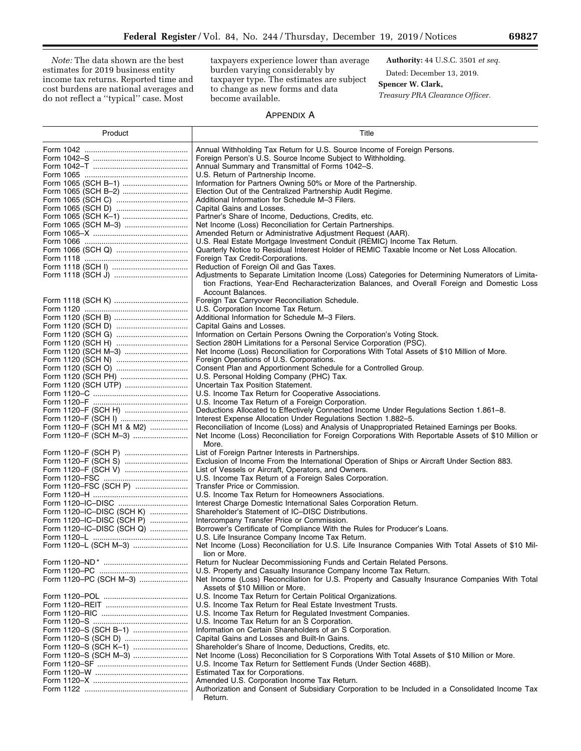*Note:* The data shown are the best estimates for 2019 business entity income tax returns. Reported time and cost burdens are national averages and do not reflect a ''typical'' case. Most taxpayers experience lower than average burden varying considerably by taxpayer type. The estimates are subject to change as new forms and data become available.

**Authority:** 44 U.S.C. 3501 *et seq.*

Dated: December 13, 2019.

**Spencer W. Clark,**

*Treasury PRA Clearance Officer.*

## APPENDIX A

| Product | Title |
|---|---|
| Form 1042 | Annual Withholding Tax Return for U.S. Source Income of Foreign Persons. |
| Form 1042–S | Foreign Person's U.S. Source Income Subject to Withholding. |
| Form 1042–T | Annual Summary and Transmittal of Forms 1042–S. |
| Form 1065 | U.S. Return of Partnership Income. |
| Form 1065 (SCH B–1) | Information for Partners Owning 50% or More of the Partnership. |
| Form 1065 (SCH B–2) | Election Out of the Centralized Partnership Audit Regime. |
| Form 1065 (SCH C) | Additional Information for Schedule M–3 Filers. |
| Form 1065 (SCH D) | Capital Gains and Losses. |
| Form 1065 (SCH K–1) | Partner's Share of Income, Deductions, Credits, etc. |
| Form 1065 (SCH M–3) | Net Income (Loss) Reconciliation for Certain Partnerships. |
| Form 1065–X | Amended Return or Administrative Adjustment Request (AAR). |
| Form 1066 | U.S. Real Estate Mortgage Investment Conduit (REMIC) Income Tax Return. |
| Form 1066 (SCH Q) | Quarterly Notice to Residual Interest Holder of REMIC Taxable Income or Net Loss Allocation. |
| Form 1118 | Foreign Tax Credit-Corporations. |
| Form 1118 (SCH I) | Reduction of Foreign Oil and Gas Taxes. |
| Form 1118 (SCH J) | Adjustments to Separate Limitation Income (Loss) Categories for Determining Numerators of Limitation Fractions, Year-End Recharacterization Balances, and Overall Foreign and Domestic Loss Account Balances. |
| Form 1118 (SCH K) | Foreign Tax Carryover Reconciliation Schedule. |
| Form 1120 | U.S. Corporation Income Tax Return. |
| Form 1120 (SCH B) | Additional Information for Schedule M–3 Filers. |
| Form 1120 (SCH D) | Capital Gains and Losses. |
| Form 1120 (SCH G) | Information on Certain Persons Owning the Corporation's Voting Stock. |
| Form 1120 (SCH H) | Section 280H Limitations for a Personal Service Corporation (PSC). |
| Form 1120 (SCH M–3) | Net Income (Loss) Reconciliation for Corporations With Total Assets of $10 Million of More. |
| Form 1120 (SCH N) | Foreign Operations of U.S. Corporations. |
| Form 1120 (SCH O) | Consent Plan and Apportionment Schedule for a Controlled Group. |
| Form 1120 (SCH PH) | U.S. Personal Holding Company (PHC) Tax. |
| Form 1120 (SCH UTP) | Uncertain Tax Position Statement. |
| Form 1120–C | U.S. Income Tax Return for Cooperative Associations. |
| Form 1120–F | U.S. Income Tax Return of a Foreign Corporation. |
| Form 1120–F (SCH H) | Deductions Allocated to Effectively Connected Income Under Regulations Section 1.861–8. |
| Form 1120–F (SCH I) | Interest Expense Allocation Under Regulations Section 1.882–5. |
| Form 1120–F (SCH M1 & M2) | Reconciliation of Income (Loss) and Analysis of Unappropriated Retained Earnings per Books. |
| Form 1120–F (SCH M–3) | Net Income (Loss) Reconciliation for Foreign Corporations With Reportable Assets of $10 Million or More. |
| Form 1120–F (SCH P) | List of Foreign Partner Interests in Partnerships. |
| Form 1120–F (SCH S) | Exclusion of Income From the International Operation of Ships or Aircraft Under Section 883. |
| Form 1120–F (SCH V) | List of Vessels or Aircraft, Operators, and Owners. |
| Form 1120–FSC | U.S. Income Tax Return of a Foreign Sales Corporation. |
| Form 1120–FSC (SCH P) | Transfer Price or Commission. |
| Form 1120–H | U.S. Income Tax Return for Homeowners Associations. |
| Form 1120–IC–DISC | Interest Charge Domestic International Sales Corporation Return. |
| Form 1120–IC–DISC (SCH K) | Shareholder's Statement of IC–DISC Distributions. |
| Form 1120–IC–DISC (SCH P) | Intercompany Transfer Price or Commission. |
| Form 1120–IC–DISC (SCH Q) | Borrower's Certificate of Compliance With the Rules for Producer's Loans. |
| Form 1120–L | U.S. Life Insurance Company Income Tax Return. |
| Form 1120–L (SCH M–3) | Net Income (Loss) Reconciliation for U.S. Life Insurance Companies With Total Assets of $10 Million or More. |
| Form 1120–ND* | Return for Nuclear Decommissioning Funds and Certain Related Persons. |
| Form 1120–PC | U.S. Property and Casualty Insurance Company Income Tax Return. |
| Form 1120–PC (SCH M–3) | Net Income (Loss) Reconciliation for U.S. Property and Casualty Insurance Companies With Total Assets of $10 Million or More. |
| Form 1120–POL | U.S. Income Tax Return for Certain Political Organizations. |
| Form 1120–REIT | U.S. Income Tax Return for Real Estate Investment Trusts. |
| Form 1120–RIC | U.S. Income Tax Return for Regulated Investment Companies. |
| Form 1120–S | U.S. Income Tax Return for an S Corporation. |
| Form 1120–S (SCH B–1) | Information on Certain Shareholders of an S Corporation. |
| Form 1120–S (SCH D) | Capital Gains and Losses and Built-In Gains. |
| Form 1120–S (SCH K–1) | Shareholder's Share of Income, Deductions, Credits, etc. |
| Form 1120–S (SCH M–3) | Net Income (Loss) Reconciliation for S Corporations With Total Assets of $10 Million or More. |
| Form 1120–SF | U.S. Income Tax Return for Settlement Funds (Under Section 468B). |
| Form 1120–W | Estimated Tax for Corporations. |
| Form 1120–X | Amended U.S. Corporation Income Tax Return. |
| Form 1122 | Authorization and Consent of Subsidiary Corporation to be Included in a Consolidated Income Tax Return. |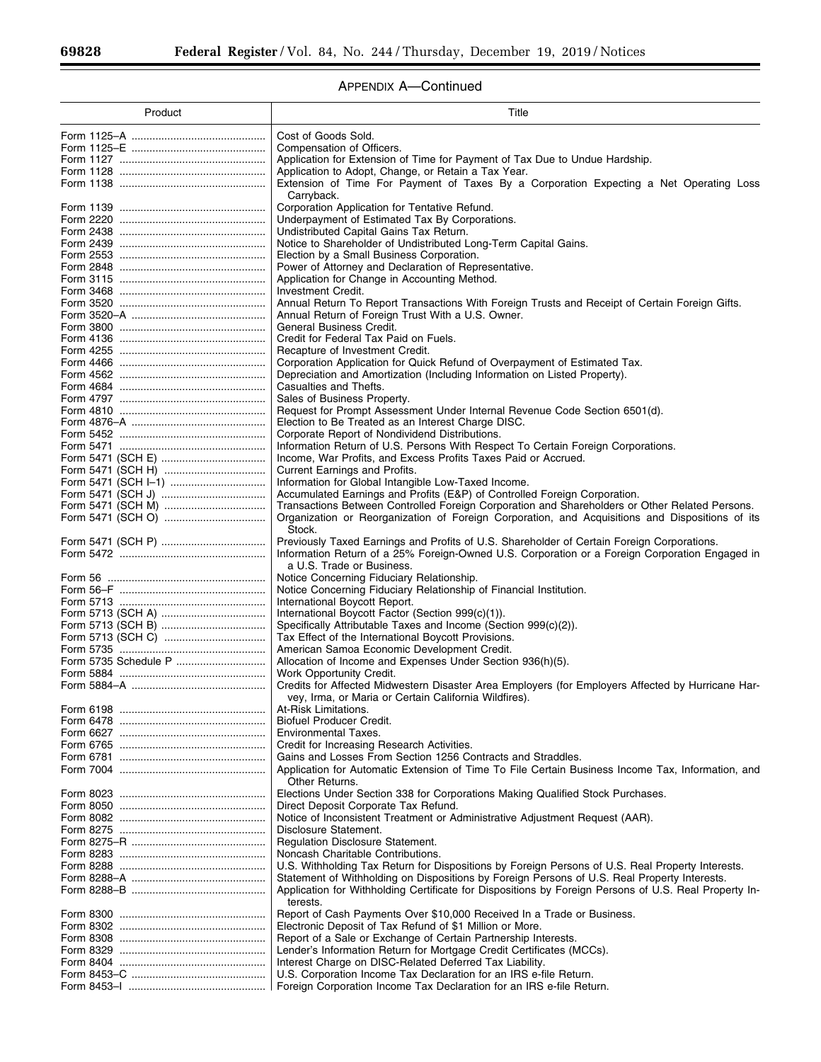## APPENDIX A—Continued

| Product | Title |
| --- | --- |
| Form 1125–A | Cost of Goods Sold. |
| Form 1125–E | Compensation of Officers. |
| Form 1127 | Application for Extension of Time for Payment of Tax Due to Undue Hardship. |
| Form 1128 | Application to Adopt, Change, or Retain a Tax Year. |
| Form 1138 | Extension of Time For Payment of Taxes By a Corporation Expecting a Net Operating Loss Carryback. |
| Form 1139 | Corporation Application for Tentative Refund. |
| Form 2220 | Underpayment of Estimated Tax By Corporations. |
| Form 2438 | Undistributed Capital Gains Tax Return. |
| Form 2439 | Notice to Shareholder of Undistributed Long-Term Capital Gains. |
| Form 2553 | Election by a Small Business Corporation. |
| Form 2848 | Power of Attorney and Declaration of Representative. |
| Form 3115 | Application for Change in Accounting Method. |
| Form 3468 | Investment Credit. |
| Form 3520 | Annual Return To Report Transactions With Foreign Trusts and Receipt of Certain Foreign Gifts. |
| Form 3520–A | Annual Return of Foreign Trust With a U.S. Owner. |
| Form 3800 | General Business Credit. |
| Form 4136 | Credit for Federal Tax Paid on Fuels. |
| Form 4255 | Recapture of Investment Credit. |
| Form 4466 | Corporation Application for Quick Refund of Overpayment of Estimated Tax. |
| Form 4562 | Depreciation and Amortization (Including Information on Listed Property). |
| Form 4684 | Casualties and Thefts. |
| Form 4797 | Sales of Business Property. |
| Form 4810 | Request for Prompt Assessment Under Internal Revenue Code Section 6501(d). |
| Form 4876–A | Election to Be Treated as an Interest Charge DISC. |
| Form 5452 | Corporate Report of Nondividend Distributions. |
| Form 5471 | Information Return of U.S. Persons With Respect To Certain Foreign Corporations. |
| Form 5471 (SCH E) | Income, War Profits, and Excess Profits Taxes Paid or Accrued. |
| Form 5471 (SCH H) | Current Earnings and Profits. |
| Form 5471 (SCH I–1) | Information for Global Intangible Low-Taxed Income. |
| Form 5471 (SCH J) | Accumulated Earnings and Profits (E&P) of Controlled Foreign Corporation. |
| Form 5471 (SCH M) | Transactions Between Controlled Foreign Corporation and Shareholders or Other Related Persons. |
| Form 5471 (SCH O) | Organization or Reorganization of Foreign Corporation, and Acquisitions and Dispositions of its Stock. |
| Form 5471 (SCH P) | Previously Taxed Earnings and Profits of U.S. Shareholder of Certain Foreign Corporations. |
| Form 5472 | Information Return of a 25% Foreign-Owned U.S. Corporation or a Foreign Corporation Engaged in a U.S. Trade or Business. |
| Form 56 | Notice Concerning Fiduciary Relationship. |
| Form 56–F | Notice Concerning Fiduciary Relationship of Financial Institution. |
| Form 5713 | International Boycott Report. |
| Form 5713 (SCH A) | International Boycott Factor (Section 999(c)(1)). |
| Form 5713 (SCH B) | Specifically Attributable Taxes and Income (Section 999(c)(2)). |
| Form 5713 (SCH C) | Tax Effect of the International Boycott Provisions. |
| Form 5735 | American Samoa Economic Development Credit. |
| Form 5735 Schedule P | Allocation of Income and Expenses Under Section 936(h)(5). |
| Form 5884 | Work Opportunity Credit. |
| Form 5884–A | Credits for Affected Midwestern Disaster Area Employers (for Employers Affected by Hurricane Harvey, Irma, or Maria or Certain California Wildfires). |
| Form 6198 | At-Risk Limitations. |
| Form 6478 | Biofuel Producer Credit. |
| Form 6627 | Environmental Taxes. |
| Form 6765 | Credit for Increasing Research Activities. |
| Form 6781 | Gains and Losses From Section 1256 Contracts and Straddles. |
| Form 7004 | Application for Automatic Extension of Time To File Certain Business Income Tax, Information, and Other Returns. |
| Form 8023 | Elections Under Section 338 for Corporations Making Qualified Stock Purchases. |
| Form 8050 | Direct Deposit Corporate Tax Refund. |
| Form 8082 | Notice of Inconsistent Treatment or Administrative Adjustment Request (AAR). |
| Form 8275 | Disclosure Statement. |
| Form 8275–R | Regulation Disclosure Statement. |
| Form 8283 | Noncash Charitable Contributions. |
| Form 8288 | U.S. Withholding Tax Return for Dispositions by Foreign Persons of U.S. Real Property Interests. |
| Form 8288–A | Statement of Withholding on Dispositions by Foreign Persons of U.S. Real Property Interests. |
| Form 8288–B | Application for Withholding Certificate for Dispositions by Foreign Persons of U.S. Real Property Interests. |
| Form 8300 | Report of Cash Payments Over $10,000 Received In a Trade or Business. |
| Form 8302 | Electronic Deposit of Tax Refund of $1 Million or More. |
| Form 8308 | Report of a Sale or Exchange of Certain Partnership Interests. |
| Form 8329 | Lender's Information Return for Mortgage Credit Certificates (MCCs). |
| Form 8404 | Interest Charge on DISC-Related Deferred Tax Liability. |
| Form 8453–C | U.S. Corporation Income Tax Declaration for an IRS e-file Return. |
| Form 8453–I | Foreign Corporation Income Tax Declaration for an IRS e-file Return. |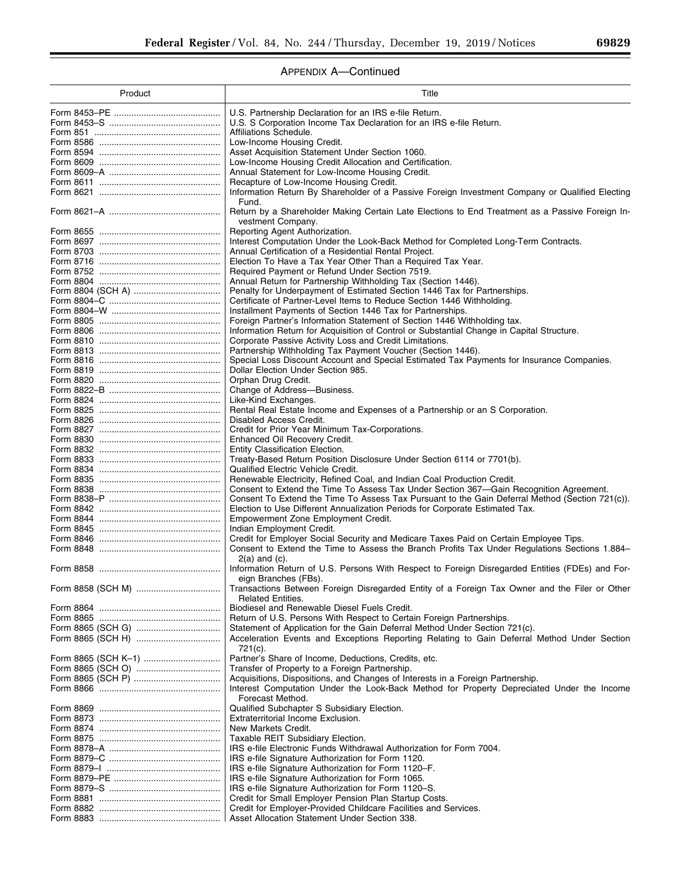APPENDIX A—Continued

| Product | Title |
| --- | --- |
| Form 8453–PE | U.S. Partnership Declaration for an IRS e-file Return. |
| Form 8453–S | U.S. S Corporation Income Tax Declaration for an IRS e-file Return. |
| Form 851 | Affiliations Schedule. |
| Form 8586 | Low-Income Housing Credit. |
| Form 8594 | Asset Acquisition Statement Under Section 1060. |
| Form 8609 | Low-Income Housing Credit Allocation and Certification. |
| Form 8609–A | Annual Statement for Low-Income Housing Credit. |
| Form 8611 | Recapture of Low-Income Housing Credit. |
| Form 8621 | Information Return By Shareholder of a Passive Foreign Investment Company or Qualified Electing Fund. |
| Form 8621–A | Return by a Shareholder Making Certain Late Elections to End Treatment as a Passive Foreign Investment Company. |
| Form 8655 | Reporting Agent Authorization. |
| Form 8697 | Interest Computation Under the Look-Back Method for Completed Long-Term Contracts. |
| Form 8703 | Annual Certification of a Residential Rental Project. |
| Form 8716 | Election To Have a Tax Year Other Than a Required Tax Year. |
| Form 8752 | Required Payment or Refund Under Section 7519. |
| Form 8804 | Annual Return for Partnership Withholding Tax (Section 1446). |
| Form 8804 (SCH A) | Penalty for Underpayment of Estimated Section 1446 Tax for Partnerships. |
| Form 8804–C | Certificate of Partner-Level Items to Reduce Section 1446 Withholding. |
| Form 8804–W | Installment Payments of Section 1446 Tax for Partnerships. |
| Form 8805 | Foreign Partner's Information Statement of Section 1446 Withholding tax. |
| Form 8806 | Information Return for Acquisition of Control or Substantial Change in Capital Structure. |
| Form 8810 | Corporate Passive Activity Loss and Credit Limitations. |
| Form 8813 | Partnership Withholding Tax Payment Voucher (Section 1446). |
| Form 8816 | Special Loss Discount Account and Special Estimated Tax Payments for Insurance Companies. |
| Form 8819 | Dollar Election Under Section 985. |
| Form 8820 | Orphan Drug Credit. |
| Form 8822–B | Change of Address—Business. |
| Form 8824 | Like-Kind Exchanges. |
| Form 8825 | Rental Real Estate Income and Expenses of a Partnership or an S Corporation. |
| Form 8826 | Disabled Access Credit. |
| Form 8827 | Credit for Prior Year Minimum Tax-Corporations. |
| Form 8830 | Enhanced Oil Recovery Credit. |
| Form 8832 | Entity Classification Election. |
| Form 8833 | Treaty-Based Return Position Disclosure Under Section 6114 or 7701(b). |
| Form 8834 | Qualified Electric Vehicle Credit. |
| Form 8835 | Renewable Electricity, Refined Coal, and Indian Coal Production Credit. |
| Form 8838 | Consent to Extend the Time To Assess Tax Under Section 367—Gain Recognition Agreement. |
| Form 8838–P | Consent To Extend the Time To Assess Tax Pursuant to the Gain Deferral Method (Section 721(c)). |
| Form 8842 | Election to Use Different Annualization Periods for Corporate Estimated Tax. |
| Form 8844 | Empowerment Zone Employment Credit. |
| Form 8845 | Indian Employment Credit. |
| Form 8846 | Credit for Employer Social Security and Medicare Taxes Paid on Certain Employee Tips. |
| Form 8848 | Consent to Extend the Time to Assess the Branch Profits Tax Under Regulations Sections 1.884–2(a) and (c). |
| Form 8858 | Information Return of U.S. Persons With Respect to Foreign Disregarded Entities (FDEs) and Foreign Branches (FBs). |
| Form 8858 (SCH M) | Transactions Between Foreign Disregarded Entity of a Foreign Tax Owner and the Filer or Other Related Entities. |
| Form 8864 | Biodiesel and Renewable Diesel Fuels Credit. |
| Form 8865 | Return of U.S. Persons With Respect to Certain Foreign Partnerships. |
| Form 8865 (SCH G) | Statement of Application for the Gain Deferral Method Under Section 721(c). |
| Form 8865 (SCH H) | Acceleration Events and Exceptions Reporting Relating to Gain Deferral Method Under Section 721(c). |
| Form 8865 (SCH K–1) | Partner's Share of Income, Deductions, Credits, etc. |
| Form 8865 (SCH O) | Transfer of Property to a Foreign Partnership. |
| Form 8865 (SCH P) | Acquisitions, Dispositions, and Changes of Interests in a Foreign Partnership. |
| Form 8866 | Interest Computation Under the Look-Back Method for Property Depreciated Under the Income Forecast Method. |
| Form 8869 | Qualified Subchapter S Subsidiary Election. |
| Form 8873 | Extraterritorial Income Exclusion. |
| Form 8874 | New Markets Credit. |
| Form 8875 | Taxable REIT Subsidiary Election. |
| Form 8878–A | IRS e-file Electronic Funds Withdrawal Authorization for Form 7004. |
| Form 8879–C | IRS e-file Signature Authorization for Form 1120. |
| Form 8879–I | IRS e-file Signature Authorization for Form 1120–F. |
| Form 8879–PE | IRS e-file Signature Authorization for Form 1065. |
| Form 8879–S | IRS e-file Signature Authorization for Form 1120–S. |
| Form 8881 | Credit for Small Employer Pension Plan Startup Costs. |
| Form 8882 | Credit for Employer-Provided Childcare Facilities and Services. |
| Form 8883 | Asset Allocation Statement Under Section 338. |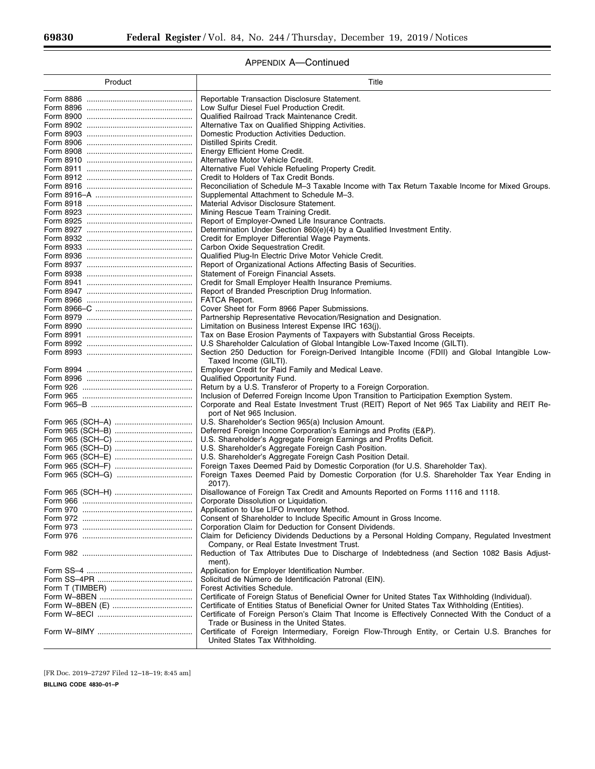## APPENDIX A—Continued

| Product | Title |
|---|---|
| Form 8886 | Reportable Transaction Disclosure Statement. |
| Form 8896 | Low Sulfur Diesel Fuel Production Credit. |
| Form 8900 | Qualified Railroad Track Maintenance Credit. |
| Form 8902 | Alternative Tax on Qualified Shipping Activities. |
| Form 8903 | Domestic Production Activities Deduction. |
| Form 8906 | Distilled Spirits Credit. |
| Form 8908 | Energy Efficient Home Credit. |
| Form 8910 | Alternative Motor Vehicle Credit. |
| Form 8911 | Alternative Fuel Vehicle Refueling Property Credit. |
| Form 8912 | Credit to Holders of Tax Credit Bonds. |
| Form 8916 | Reconciliation of Schedule M–3 Taxable Income with Tax Return Taxable Income for Mixed Groups. |
| Form 8916–A | Supplemental Attachment to Schedule M–3. |
| Form 8918 | Material Advisor Disclosure Statement. |
| Form 8923 | Mining Rescue Team Training Credit. |
| Form 8925 | Report of Employer-Owned Life Insurance Contracts. |
| Form 8927 | Determination Under Section 860(e)(4) by a Qualified Investment Entity. |
| Form 8932 | Credit for Employer Differential Wage Payments. |
| Form 8933 | Carbon Oxide Sequestration Credit. |
| Form 8936 | Qualified Plug-In Electric Drive Motor Vehicle Credit. |
| Form 8937 | Report of Organizational Actions Affecting Basis of Securities. |
| Form 8938 | Statement of Foreign Financial Assets. |
| Form 8941 | Credit for Small Employer Health Insurance Premiums. |
| Form 8947 | Report of Branded Prescription Drug Information. |
| Form 8966 | FATCA Report. |
| Form 8966–C | Cover Sheet for Form 8966 Paper Submissions. |
| Form 8979 | Partnership Representative Revocation/Resignation and Designation. |
| Form 8990 | Limitation on Business Interest Expense IRC 163(j). |
| Form 8991 | Tax on Base Erosion Payments of Taxpayers with Substantial Gross Receipts. |
| Form 8992 | U.S Shareholder Calculation of Global Intangible Low-Taxed Income (GILTI). |
| Form 8993 | Section 250 Deduction for Foreign-Derived Intangible Income (FDII) and Global Intangible Low-Taxed Income (GILTI). |
| Form 8994 | Employer Credit for Paid Family and Medical Leave. |
| Form 8996 | Qualified Opportunity Fund. |
| Form 926 | Return by a U.S. Transferor of Property to a Foreign Corporation. |
| Form 965 | Inclusion of Deferred Foreign Income Upon Transition to Participation Exemption System. |
| Form 965–B | Corporate and Real Estate Investment Trust (REIT) Report of Net 965 Tax Liability and REIT Report of Net 965 Inclusion. |
| Form 965 (SCH–A) | U.S. Shareholder's Section 965(a) Inclusion Amount. |
| Form 965 (SCH–B) | Deferred Foreign Income Corporation's Earnings and Profits (E&P). |
| Form 965 (SCH–C) | U.S. Shareholder's Aggregate Foreign Earnings and Profits Deficit. |
| Form 965 (SCH–D) | U.S. Shareholder's Aggregate Foreign Cash Position. |
| Form 965 (SCH–E) | U.S. Shareholder's Aggregate Foreign Cash Position Detail. |
| Form 965 (SCH–F) | Foreign Taxes Deemed Paid by Domestic Corporation (for U.S. Shareholder Tax). |
| Form 965 (SCH–G) | Foreign Taxes Deemed Paid by Domestic Corporation (for U.S. Shareholder Tax Year Ending in 2017). |
| Form 965 (SCH–H) | Disallowance of Foreign Tax Credit and Amounts Reported on Forms 1116 and 1118. |
| Form 966 | Corporate Dissolution or Liquidation. |
| Form 970 | Application to Use LIFO Inventory Method. |
| Form 972 | Consent of Shareholder to Include Specific Amount in Gross Income. |
| Form 973 | Corporation Claim for Deduction for Consent Dividends. |
| Form 976 | Claim for Deficiency Dividends Deductions by a Personal Holding Company, Regulated Investment Company, or Real Estate Investment Trust. |
| Form 982 | Reduction of Tax Attributes Due to Discharge of Indebtedness (and Section 1082 Basis Adjustment). |
| Form SS–4 | Application for Employer Identification Number. |
| Form SS–4PR | Solicitud de Número de Identificación Patronal (EIN). |
| Form T (TIMBER) | Forest Activities Schedule. |
| Form W–8BEN | Certificate of Foreign Status of Beneficial Owner for United States Tax Withholding (Individual). |
| Form W–8BEN (E) | Certificate of Entities Status of Beneficial Owner for United States Tax Withholding (Entities). |
| Form W–8ECI | Certificate of Foreign Person's Claim That Income is Effectively Connected With the Conduct of a Trade or Business in the United States. |
| Form W–8IMY | Certificate of Foreign Intermediary, Foreign Flow-Through Entity, or Certain U.S. Branches for United States Tax Withholding. |

[FR Doc. 2019–27297 Filed 12–18–19; 8:45 am]

**BILLING CODE 4830–01–P**